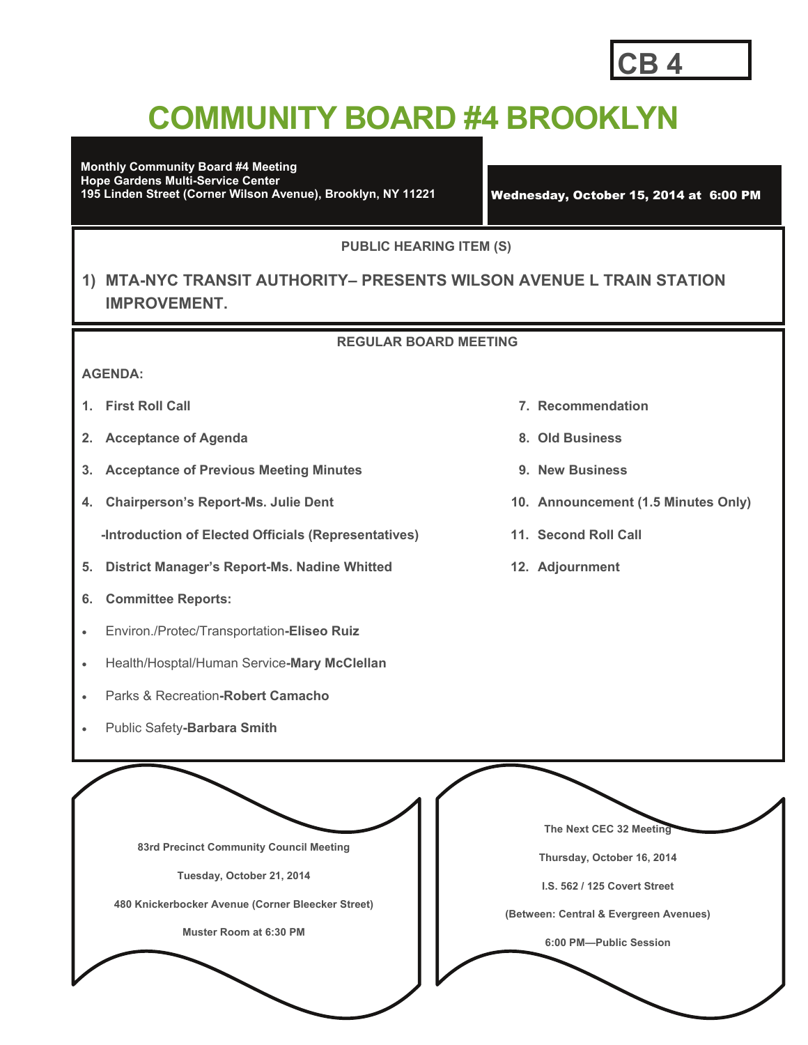CB 4

# COMMUNITY BOARD #4 BROOKLYN

**Monthly Community Board #4 Meeting**
**Hope Gardens Multi-Service Center**
**195 Linden Street (Corner Wilson Avenue), Brooklyn, NY 11221**

**Wednesday, October 15, 2014 at 6:00 PM**

## PUBLIC HEARING ITEM (S)

**1) MTA-NYC TRANSIT AUTHORITY– PRESENTS WILSON AVENUE L TRAIN STATION IMPROVEMENT.**

## REGULAR BOARD MEETING

**AGENDA:**

1. **First Roll Call**
2. **Acceptance of Agenda**
3. **Acceptance of Previous Meeting Minutes**
4. **Chairperson's Report-Ms. Julie Dent**

   **-Introduction of Elected Officials (Representatives)**
5. **District Manager's Report-Ms. Nadine Whitted**
6. **Committee Reports:**

- Environ./Protec/Transportation-**Eliseo Ruiz**
- Health/Hosptal/Human Service-**Mary McClellan**
- Parks & Recreation-**Robert Camacho**
- Public Safety-**Barbara Smith**

7. **Recommendation**
8. **Old Business**
9. **New Business**
10. **Announcement (1.5 Minutes Only)**
11. **Second Roll Call**
12. **Adjournment**

**83rd Precinct Community Council Meeting**

**Tuesday, October 21, 2014**

**480 Knickerbocker Avenue (Corner Bleecker Street)**

**Muster Room at 6:30 PM**

**The Next CEC 32 Meeting**

**Thursday, October 16, 2014**

**I.S. 562 / 125 Covert Street**

**(Between: Central & Evergreen Avenues)**

**6:00 PM—Public Session**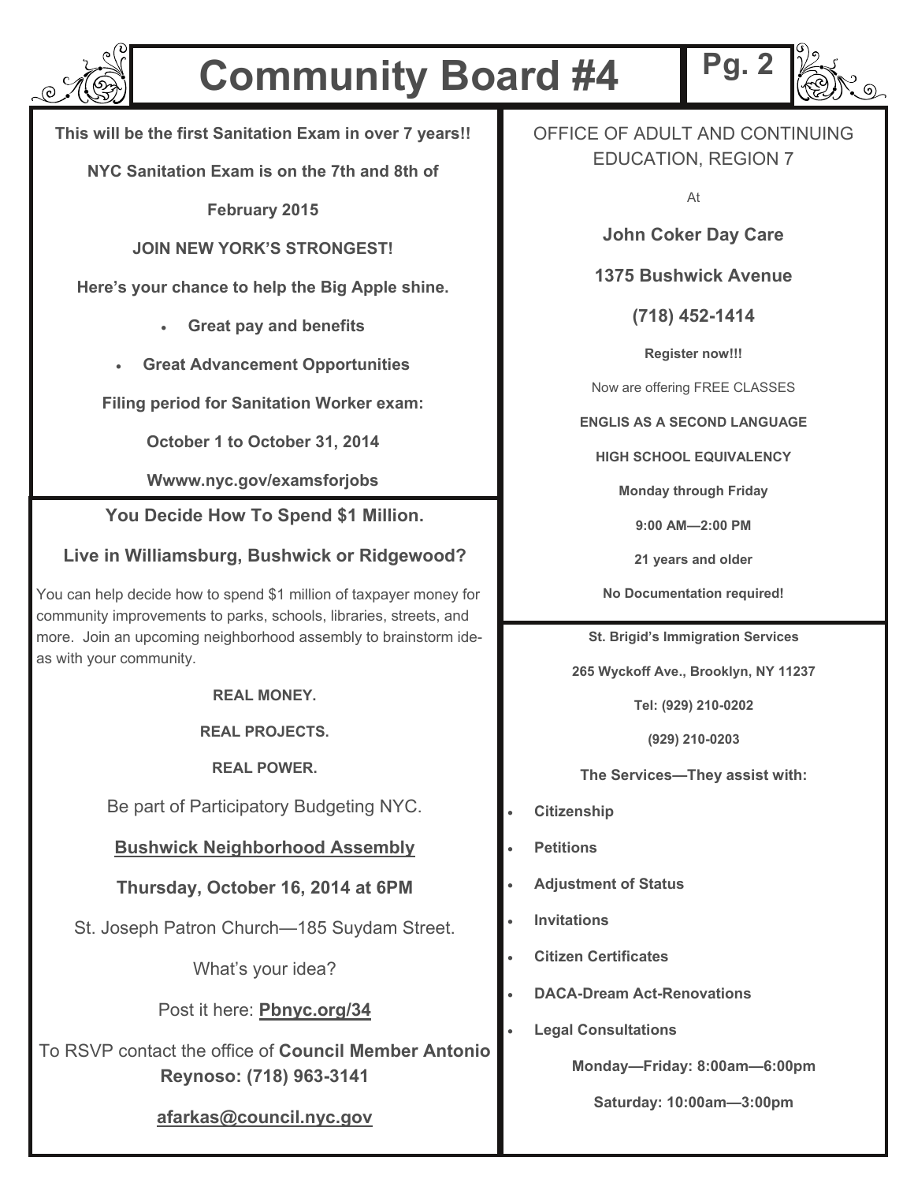# Community Board #4

**This will be the first Sanitation Exam in over 7 years!!**

**NYC Sanitation Exam is on the 7th and 8th of**

**February 2015**

**JOIN NEW YORK'S STRONGEST!**

**Here's your chance to help the Big Apple shine.**

- **Great pay and benefits**
- **Great Advancement Opportunities**

**Filing period for Sanitation Worker exam:**

**October 1 to October 31, 2014**

**Wwww.nyc.gov/examsforjobs**

---

**You Decide How To Spend $1 Million.**

**Live in Williamsburg, Bushwick or Ridgewood?**

You can help decide how to spend $1 million of taxpayer money for community improvements to parks, schools, libraries, streets, and more. Join an upcoming neighborhood assembly to brainstorm ideas with your community.

**REAL MONEY.**

**REAL PROJECTS.**

**REAL POWER.**

Be part of Participatory Budgeting NYC.

**<u>Bushwick Neighborhood Assembly</u>**

**Thursday, October 16, 2014 at 6PM**

St. Joseph Patron Church—185 Suydam Street.

What's your idea?

Post it here: **<u>Pbnyc.org/34</u>**

To RSVP contact the office of **Council Member Antonio Reynoso: (718) 963-3141**

**<u>afarkas@council.nyc.gov</u>**

---

OFFICE OF ADULT AND CONTINUING EDUCATION, REGION 7

At

**John Coker Day Care**

**1375 Bushwick Avenue**

**(718) 452-1414**

**Register now!!!**

Now are offering FREE CLASSES

**ENGLIS AS A SECOND LANGUAGE**

**HIGH SCHOOL EQUIVALENCY**

**Monday through Friday**

**9:00 AM—2:00 PM**

**21 years and older**

**No Documentation required!**

---

**St. Brigid's Immigration Services**

**265 Wyckoff Ave., Brooklyn, NY 11237**

**Tel: (929) 210-0202**

**(929) 210-0203**

**The Services—They assist with:**

- **Citizenship**
- **Petitions**
- **Adjustment of Status**
- **Invitations**
- **Citizen Certificates**
- **DACA-Dream Act-Renovations**
- **Legal Consultations**

**Monday—Friday: 8:00am—6:00pm**

**Saturday: 10:00am—3:00pm**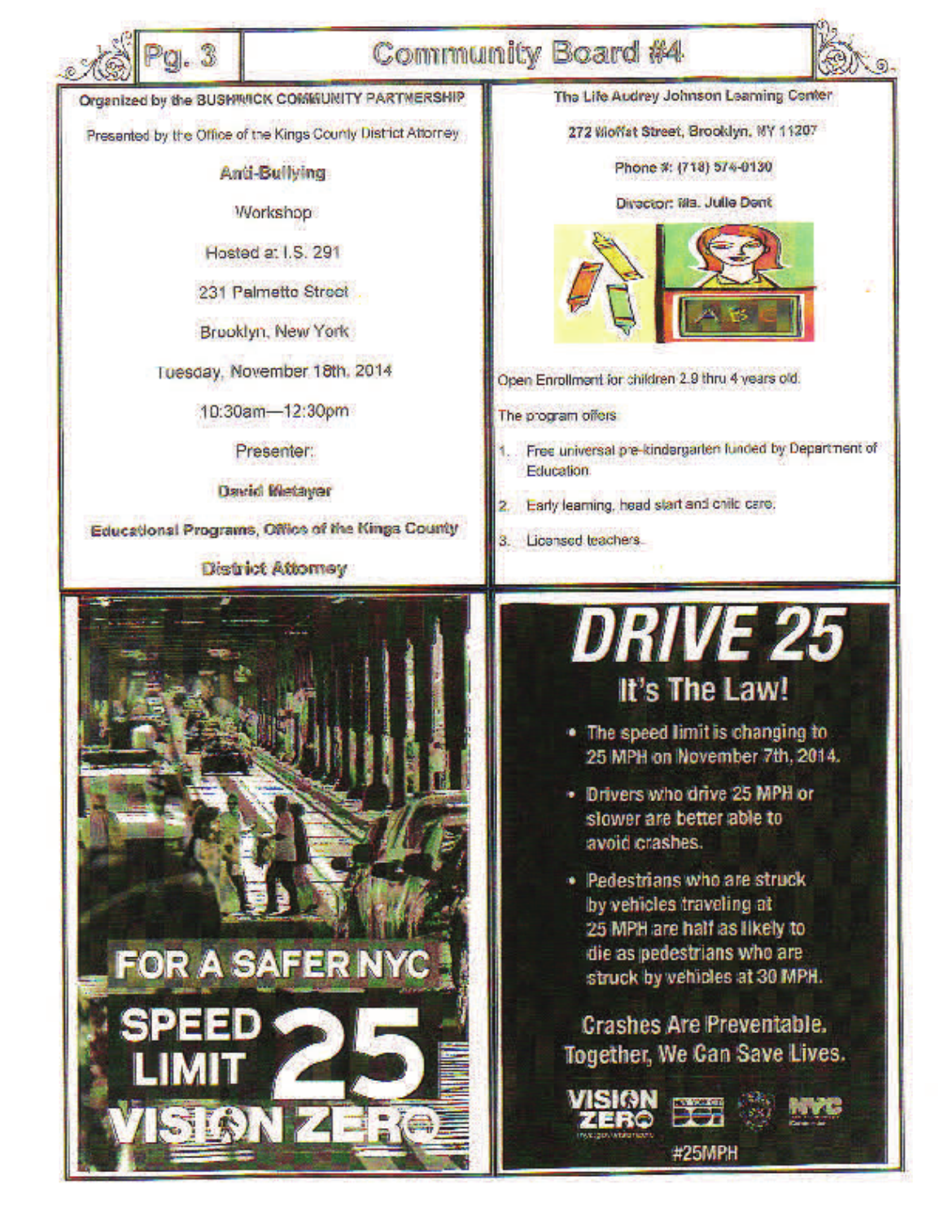# Community Board #4

Organized by the BUSHWICK COMMUNITY PARTNERSHIP

Presented by the Office of the Kings County District Attorney

## Anti-Bullying

Workshop

Hosted at: I.S. 291

231 Palmetto Street

Brooklyn, New York

Tuesday, November 18th, 2014

10:30am—12:30pm

Presenter:

**David Metayer**

**Educational Programs, Office of the Kings County District Attorney**

**The Life Audrey Johnson Learning Center**

**272 Moffat Street, Brooklyn, NY 11207**

**Phone #: (718) 574-0130**

**Director: Ms. Julie Dent**

Open Enrollment for children 2.9 thru 4 years old.

The program offers

1. Free universal pre-kindergarten funded by Department of Education
2. Early learning, head start and child care.
3. Licensed teachers.

FOR A SAFER NYC

SPEED LIMIT 25

VISION ZERO

# DRIVE 25

## It's The Law!

- The speed limit is changing to 25 MPH on November 7th, 2014.
- Drivers who drive 25 MPH or slower are better able to avoid crashes.
- Pedestrians who are struck by vehicles traveling at 25 MPH are half as likely to die as pedestrians who are struck by vehicles at 30 MPH.

Crashes Are Preventable.
Together, We Can Save Lives.

VISION ZERO NYC

#25MPH